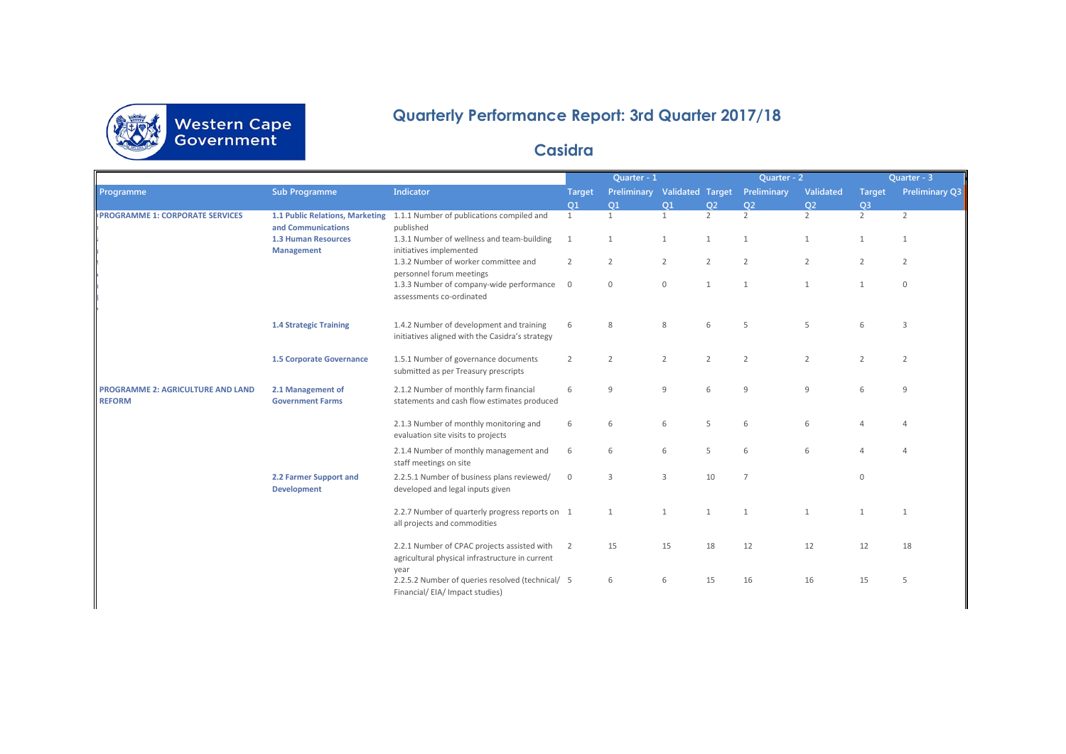# Quarterly Performance Report: 3rd Quarter 2017/18

## Casidra

| | | | Quarter - 1 | | | Quarter - 2 | | | Quarter - 3 | |
|---|---|---|---|---|---|---|---|---|---|---|
| Programme | Sub Programme | Indicator | Target Q1 | Preliminary Q1 | Validated Q1 | Target Q2 | Preliminary Q2 | Validated Q2 | Target Q3 | Preliminary Q3 |
| PROGRAMME 1: CORPORATE SERVICES | 1.1 Public Relations, Marketing and Communications | 1.1.1 Number of publications compiled and published | 1 | 1 | 1 | 2 | 2 | 2 | 2 | 2 |
| | 1.3 Human Resources Management | 1.3.1 Number of wellness and team-building initiatives implemented | 1 | 1 | 1 | 1 | 1 | 1 | 1 | 1 |
| | | 1.3.2 Number of worker committee and personnel forum meetings | 2 | 2 | 2 | 2 | 2 | 2 | 2 | 2 |
| | | 1.3.3 Number of company-wide performance assessments co-ordinated | 0 | 0 | 0 | 1 | 1 | 1 | 1 | 0 |
| | 1.4 Strategic Training | 1.4.2 Number of development and training initiatives aligned with the Casidra's strategy | 6 | 8 | 8 | 6 | 5 | 5 | 6 | 3 |
| | 1.5 Corporate Governance | 1.5.1 Number of governance documents submitted as per Treasury prescripts | 2 | 2 | 2 | 2 | 2 | 2 | 2 | 2 |
| PROGRAMME 2: AGRICULTURE AND LAND REFORM | 2.1 Management of Government Farms | 2.1.2 Number of monthly farm financial statements and cash flow estimates produced | 6 | 9 | 9 | 6 | 9 | 9 | 6 | 9 |
| | | 2.1.3 Number of monthly monitoring and evaluation site visits to projects | 6 | 6 | 6 | 5 | 6 | 6 | 4 | 4 |
| | | 2.1.4 Number of monthly management and staff meetings on site | 6 | 6 | 6 | 5 | 6 | 6 | 4 | 4 |
| | 2.2 Farmer Support and Development | 2.2.5.1 Number of business plans reviewed/ developed and legal inputs given | 0 | 3 | 3 | 10 | 7 | | 0 | |
| | | 2.2.7 Number of quarterly progress reports on all projects and commodities | 1 | 1 | 1 | 1 | 1 | 1 | 1 | 1 |
| | | 2.2.1 Number of CPAC projects assisted with agricultural physical infrastructure in current year | 2 | 15 | 15 | 18 | 12 | 12 | 12 | 18 |
| | | 2.2.5.2 Number of queries resolved (technical/ Financial/ EIA/ Impact studies) | 5 | 6 | 6 | 15 | 16 | 16 | 15 | 5 |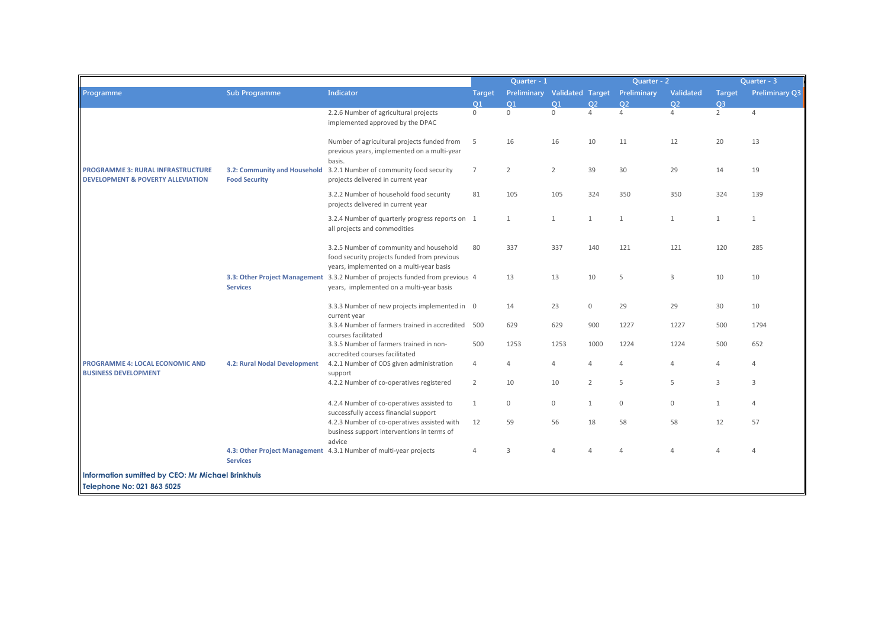| Programme | Sub Programme | Indicator | Quarter - 1 | | | Quarter - 2 | | | Quarter - 3 | |
|---|---|---|---|---|---|---|---|---|---|---|
| | | | Target Q1 | Preliminary Q1 | Validated Q1 | Target Q2 | Preliminary Q2 | Validated Q2 | Target Q3 | Preliminary Q3 |
| | | 2.2.6 Number of agricultural projects implemented approved by the DPAC | 0 | 0 | 0 | 4 | 4 | 4 | 2 | 4 |
| | | Number of agricultural projects funded from previous years, implemented on a multi-year basis. | 5 | 16 | 16 | 10 | 11 | 12 | 20 | 13 |
| **PROGRAMME 3: RURAL INFRASTRUCTURE DEVELOPMENT & POVERTY ALLEVIATION** | **3.2: Community and Household Food Security** | 3.2.1 Number of community food security projects delivered in current year | 7 | 2 | 2 | 39 | 30 | 29 | 14 | 19 |
| | | 3.2.2 Number of household food security projects delivered in current year | 81 | 105 | 105 | 324 | 350 | 350 | 324 | 139 |
| | | 3.2.4 Number of quarterly progress reports on all projects and commodities | 1 | 1 | 1 | 1 | 1 | 1 | 1 | 1 |
| | | 3.2.5 Number of community and household food security projects funded from previous years, implemented on a multi-year basis | 80 | 337 | 337 | 140 | 121 | 121 | 120 | 285 |
| | **3.3: Other Project Management Services** | 3.3.2 Number of projects funded from previous years, implemented on a multi-year basis | 4 | 13 | 13 | 10 | 5 | 3 | 10 | 10 |
| | | 3.3.3 Number of new projects implemented in current year | 0 | 14 | 23 | 0 | 29 | 29 | 30 | 10 |
| | | 3.3.4 Number of farmers trained in accredited courses facilitated | 500 | 629 | 629 | 900 | 1227 | 1227 | 500 | 1794 |
| | | 3.3.5 Number of farmers trained in non-accredited courses facilitated | 500 | 1253 | 1253 | 1000 | 1224 | 1224 | 500 | 652 |
| **PROGRAMME 4: LOCAL ECONOMIC AND BUSINESS DEVELOPMENT** | **4.2: Rural Nodal Development** | 4.2.1 Number of COS given administration support | 4 | 4 | 4 | 4 | 4 | 4 | 4 | 4 |
| | | 4.2.2 Number of co-operatives registered | 2 | 10 | 10 | 2 | 5 | 5 | 3 | 3 |
| | | 4.2.4 Number of co-operatives assisted to successfully access financial support | 1 | 0 | 0 | 1 | 0 | 0 | 1 | 4 |
| | | 4.2.3 Number of co-operatives assisted with business support interventions in terms of advice | 12 | 59 | 56 | 18 | 58 | 58 | 12 | 57 |
| | **4.3: Other Project Management Services** | 4.3.1 Number of multi-year projects | 4 | 3 | 4 | 4 | 4 | 4 | 4 | 4 |

**Information sumitted by CEO: Mr Michael Brinkhuis**

**Telephone No: 021 863 5025**